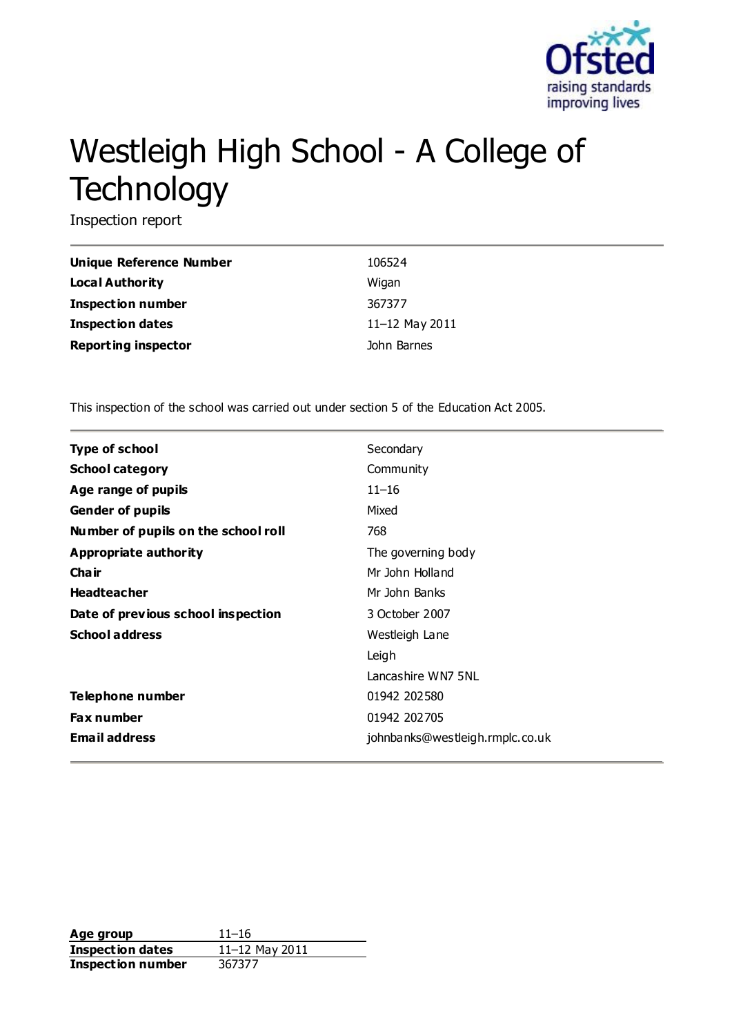# Westleigh High School - A College of Technology

Inspection report

| | |
|---|---|
| **Unique Reference Number** | 106524 |
| **Local Authority** | Wigan |
| **Inspection number** | 367377 |
| **Inspection dates** | 11–12 May 2011 |
| **Reporting inspector** | John Barnes |

This inspection of the school was carried out under section 5 of the Education Act 2005.

| | |
|---|---|
| **Type of school** | Secondary |
| **School category** | Community |
| **Age range of pupils** | 11–16 |
| **Gender of pupils** | Mixed |
| **Number of pupils on the school roll** | 768 |
| **Appropriate authority** | The governing body |
| **Chair** | Mr John Holland |
| **Headteacher** | Mr John Banks |
| **Date of previous school inspection** | 3 October 2007 |
| **School address** | Westleigh Lane<br>Leigh<br>Lancashire WN7 5NL |
| **Telephone number** | 01942 202580 |
| **Fax number** | 01942 202705 |
| **Email address** | johnbanks@westleigh.rmplc.co.uk |

| | |
|---|---|
| **Age group** | 11–16 |
| **Inspection dates** | 11–12 May 2011 |
| **Inspection number** | 367377 |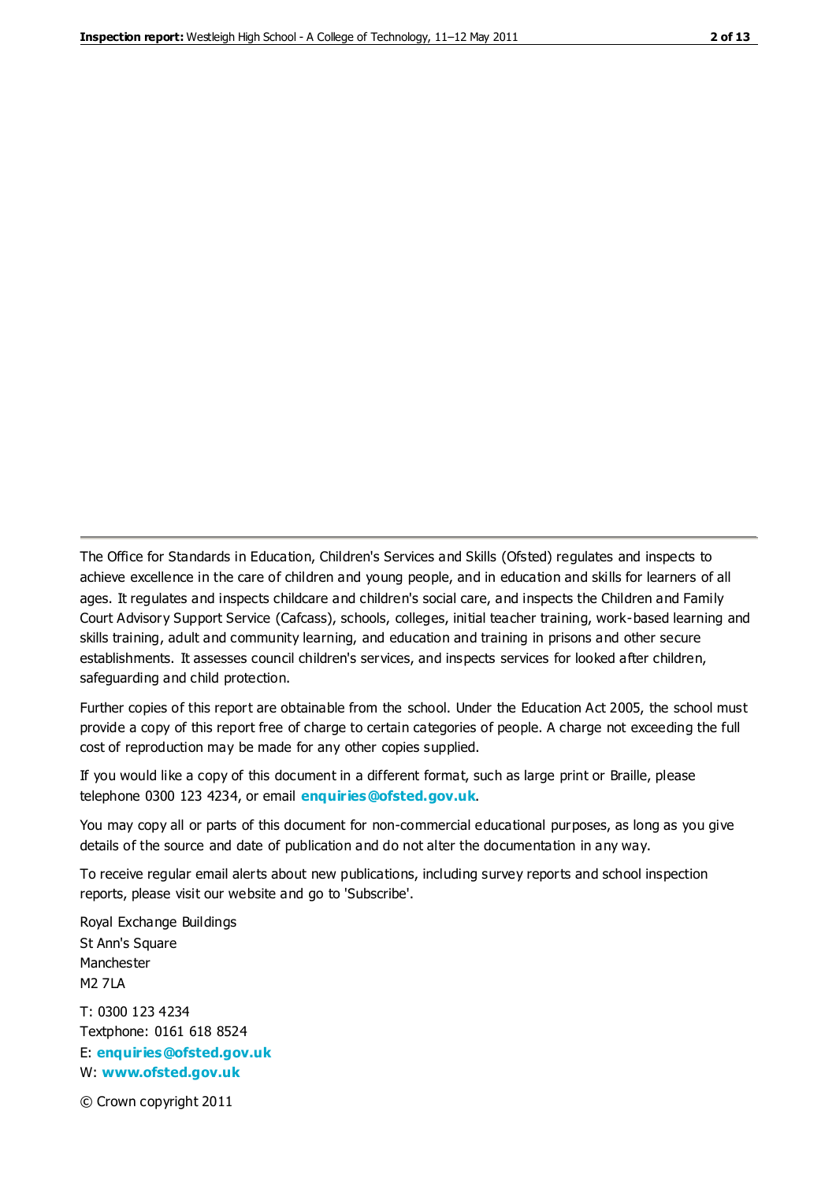The Office for Standards in Education, Children's Services and Skills (Ofsted) regulates and inspects to achieve excellence in the care of children and young people, and in education and skills for learners of all ages. It regulates and inspects childcare and children's social care, and inspects the Children and Family Court Advisory Support Service (Cafcass), schools, colleges, initial teacher training, work-based learning and skills training, adult and community learning, and education and training in prisons and other secure establishments. It assesses council children's services, and inspects services for looked after children, safeguarding and child protection.

Further copies of this report are obtainable from the school. Under the Education Act 2005, the school must provide a copy of this report free of charge to certain categories of people. A charge not exceeding the full cost of reproduction may be made for any other copies supplied.

If you would like a copy of this document in a different format, such as large print or Braille, please telephone 0300 123 4234, or email **enquiries@ofsted.gov.uk**.

You may copy all or parts of this document for non-commercial educational purposes, as long as you give details of the source and date of publication and do not alter the documentation in any way.

To receive regular email alerts about new publications, including survey reports and school inspection reports, please visit our website and go to 'Subscribe'.

Royal Exchange Buildings
St Ann's Square
Manchester
M2 7LA

T: 0300 123 4234
Textphone: 0161 618 8524
E: **enquiries@ofsted.gov.uk**
W: **www.ofsted.gov.uk**

© Crown copyright 2011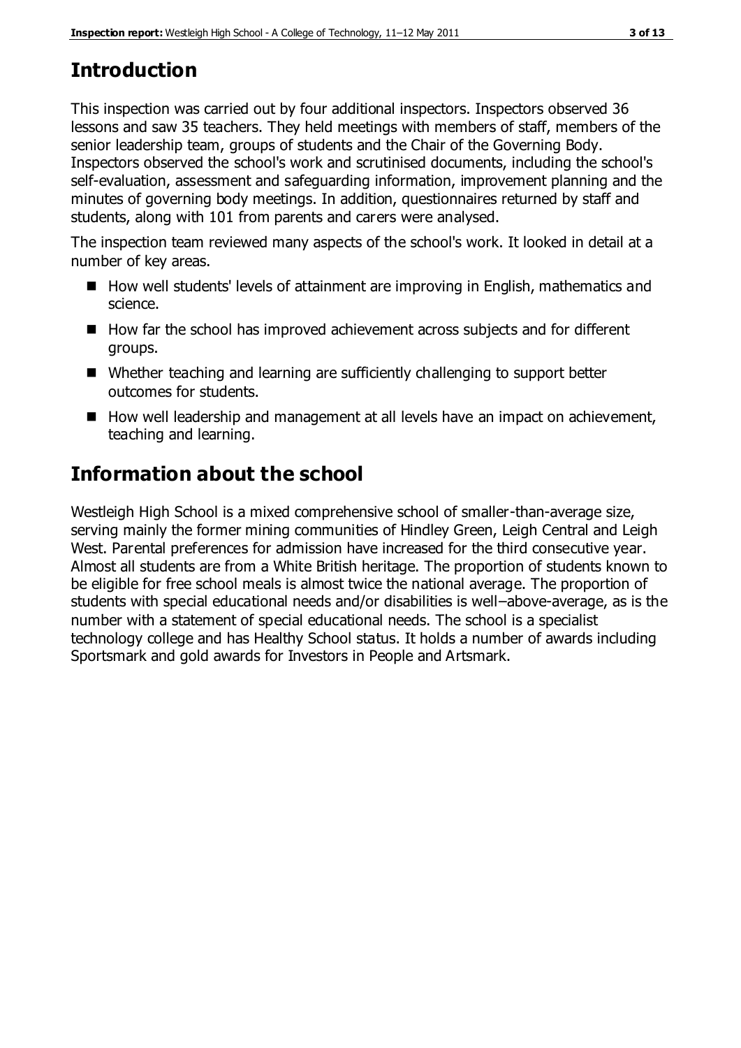## Introduction

This inspection was carried out by four additional inspectors. Inspectors observed 36 lessons and saw 35 teachers. They held meetings with members of staff, members of the senior leadership team, groups of students and the Chair of the Governing Body. Inspectors observed the school's work and scrutinised documents, including the school's self-evaluation, assessment and safeguarding information, improvement planning and the minutes of governing body meetings. In addition, questionnaires returned by staff and students, along with 101 from parents and carers were analysed.

The inspection team reviewed many aspects of the school's work. It looked in detail at a number of key areas.

- How well students' levels of attainment are improving in English, mathematics and science.
- How far the school has improved achievement across subjects and for different groups.
- Whether teaching and learning are sufficiently challenging to support better outcomes for students.
- How well leadership and management at all levels have an impact on achievement, teaching and learning.

## Information about the school

Westleigh High School is a mixed comprehensive school of smaller-than-average size, serving mainly the former mining communities of Hindley Green, Leigh Central and Leigh West. Parental preferences for admission have increased for the third consecutive year. Almost all students are from a White British heritage. The proportion of students known to be eligible for free school meals is almost twice the national average. The proportion of students with special educational needs and/or disabilities is well–above-average, as is the number with a statement of special educational needs. The school is a specialist technology college and has Healthy School status. It holds a number of awards including Sportsmark and gold awards for Investors in People and Artsmark.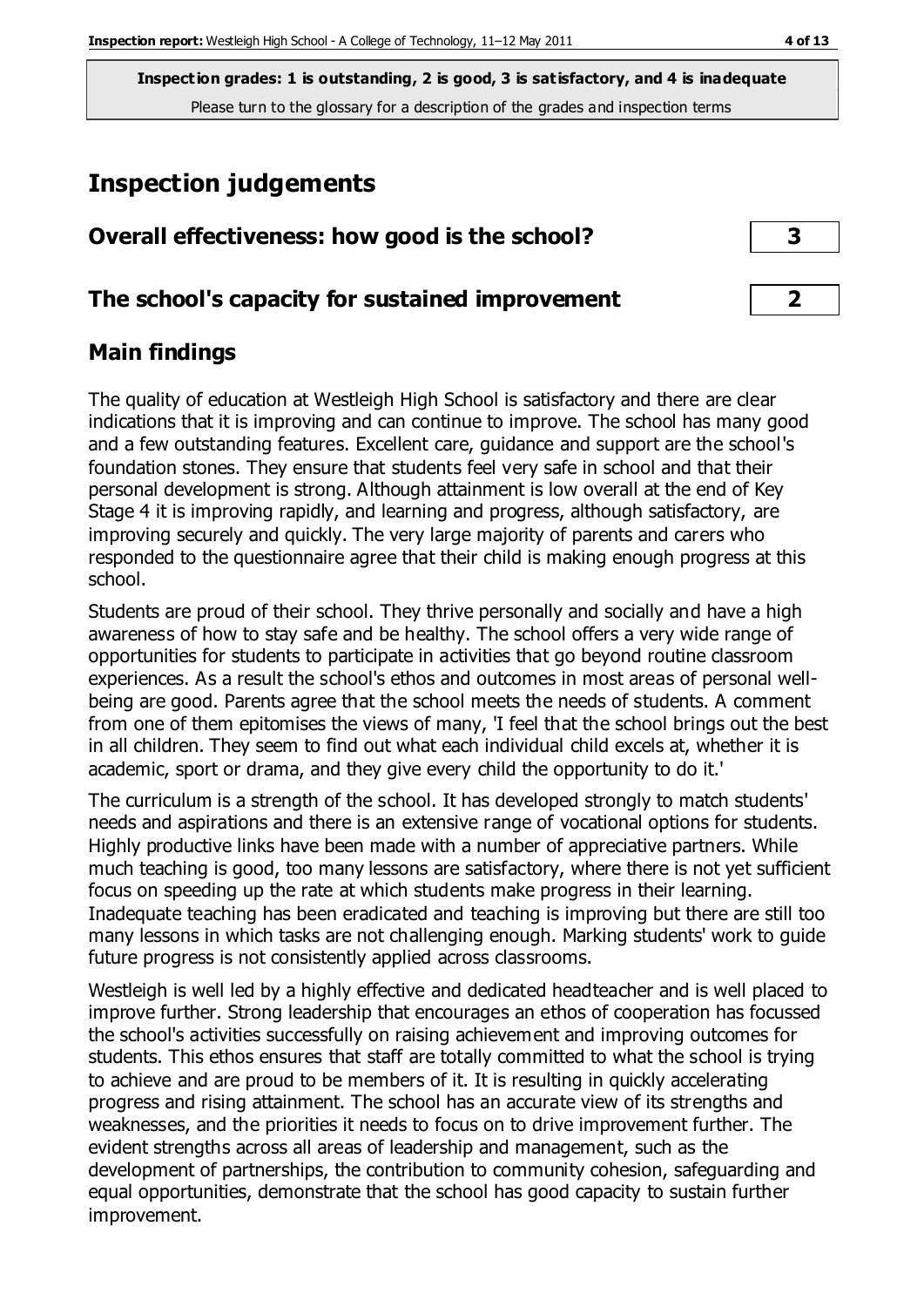**Inspection grades: 1 is outstanding, 2 is good, 3 is satisfactory, and 4 is inadequate**
Please turn to the glossary for a description of the grades and inspection terms

# Inspection judgements

| | |
|---|---|
| **Overall effectiveness: how good is the school?** | **3** |
| **The school's capacity for sustained improvement** | **2** |

## Main findings

The quality of education at Westleigh High School is satisfactory and there are clear indications that it is improving and can continue to improve. The school has many good and a few outstanding features. Excellent care, guidance and support are the school's foundation stones. They ensure that students feel very safe in school and that their personal development is strong. Although attainment is low overall at the end of Key Stage 4 it is improving rapidly, and learning and progress, although satisfactory, are improving securely and quickly. The very large majority of parents and carers who responded to the questionnaire agree that their child is making enough progress at this school.

Students are proud of their school. They thrive personally and socially and have a high awareness of how to stay safe and be healthy. The school offers a very wide range of opportunities for students to participate in activities that go beyond routine classroom experiences. As a result the school's ethos and outcomes in most areas of personal well-being are good. Parents agree that the school meets the needs of students. A comment from one of them epitomises the views of many, 'I feel that the school brings out the best in all children. They seem to find out what each individual child excels at, whether it is academic, sport or drama, and they give every child the opportunity to do it.'

The curriculum is a strength of the school. It has developed strongly to match students' needs and aspirations and there is an extensive range of vocational options for students. Highly productive links have been made with a number of appreciative partners. While much teaching is good, too many lessons are satisfactory, where there is not yet sufficient focus on speeding up the rate at which students make progress in their learning. Inadequate teaching has been eradicated and teaching is improving but there are still too many lessons in which tasks are not challenging enough. Marking students' work to guide future progress is not consistently applied across classrooms.

Westleigh is well led by a highly effective and dedicated headteacher and is well placed to improve further. Strong leadership that encourages an ethos of cooperation has focussed the school's activities successfully on raising achievement and improving outcomes for students. This ethos ensures that staff are totally committed to what the school is trying to achieve and are proud to be members of it. It is resulting in quickly accelerating progress and rising attainment. The school has an accurate view of its strengths and weaknesses, and the priorities it needs to focus on to drive improvement further. The evident strengths across all areas of leadership and management, such as the development of partnerships, the contribution to community cohesion, safeguarding and equal opportunities, demonstrate that the school has good capacity to sustain further improvement.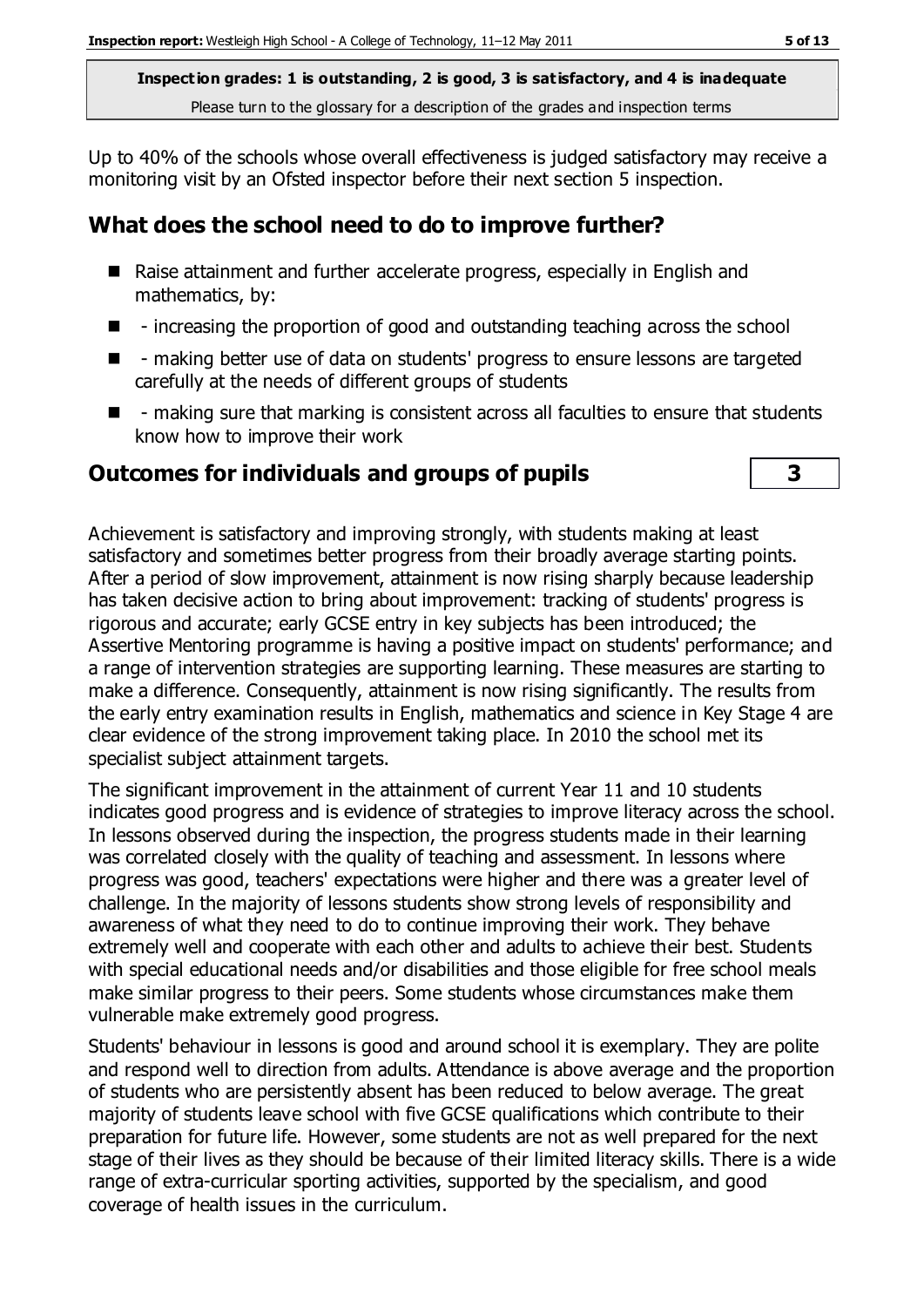**Inspection grades: 1 is outstanding, 2 is good, 3 is satisfactory, and 4 is inadequate**
Please turn to the glossary for a description of the grades and inspection terms

Up to 40% of the schools whose overall effectiveness is judged satisfactory may receive a monitoring visit by an Ofsted inspector before their next section 5 inspection.

## What does the school need to do to improve further?

- Raise attainment and further accelerate progress, especially in English and mathematics, by:
- - increasing the proportion of good and outstanding teaching across the school
- - making better use of data on students' progress to ensure lessons are targeted carefully at the needs of different groups of students
- - making sure that marking is consistent across all faculties to ensure that students know how to improve their work

## Outcomes for individuals and groups of pupils **3**

Achievement is satisfactory and improving strongly, with students making at least satisfactory and sometimes better progress from their broadly average starting points. After a period of slow improvement, attainment is now rising sharply because leadership has taken decisive action to bring about improvement: tracking of students' progress is rigorous and accurate; early GCSE entry in key subjects has been introduced; the Assertive Mentoring programme is having a positive impact on students' performance; and a range of intervention strategies are supporting learning. These measures are starting to make a difference. Consequently, attainment is now rising significantly. The results from the early entry examination results in English, mathematics and science in Key Stage 4 are clear evidence of the strong improvement taking place. In 2010 the school met its specialist subject attainment targets.

The significant improvement in the attainment of current Year 11 and 10 students indicates good progress and is evidence of strategies to improve literacy across the school. In lessons observed during the inspection, the progress students made in their learning was correlated closely with the quality of teaching and assessment. In lessons where progress was good, teachers' expectations were higher and there was a greater level of challenge. In the majority of lessons students show strong levels of responsibility and awareness of what they need to do to continue improving their work. They behave extremely well and cooperate with each other and adults to achieve their best. Students with special educational needs and/or disabilities and those eligible for free school meals make similar progress to their peers. Some students whose circumstances make them vulnerable make extremely good progress.

Students' behaviour in lessons is good and around school it is exemplary. They are polite and respond well to direction from adults. Attendance is above average and the proportion of students who are persistently absent has been reduced to below average. The great majority of students leave school with five GCSE qualifications which contribute to their preparation for future life. However, some students are not as well prepared for the next stage of their lives as they should be because of their limited literacy skills. There is a wide range of extra-curricular sporting activities, supported by the specialism, and good coverage of health issues in the curriculum.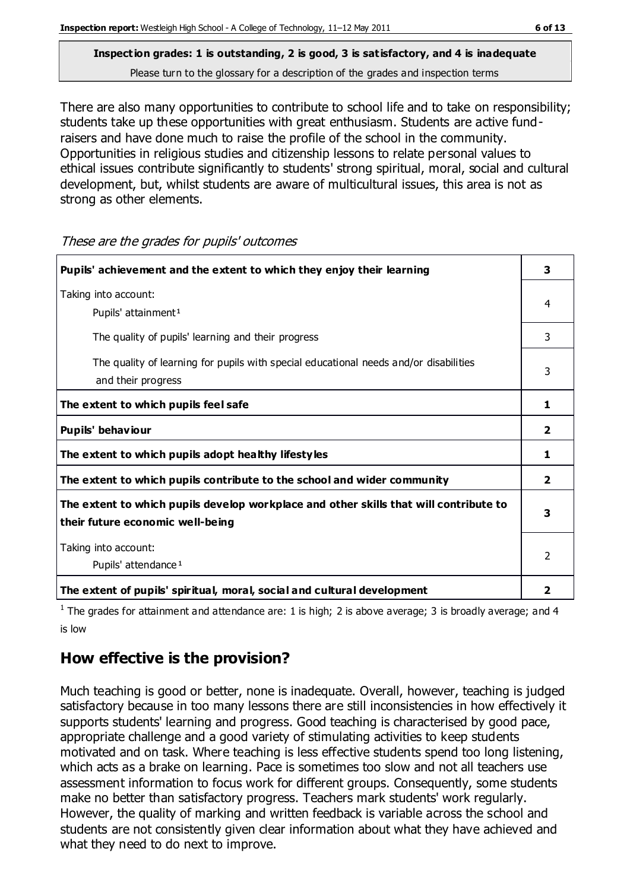**Inspection grades: 1 is outstanding, 2 is good, 3 is satisfactory, and 4 is inadequate**
Please turn to the glossary for a description of the grades and inspection terms

There are also many opportunities to contribute to school life and to take on responsibility; students take up these opportunities with great enthusiasm. Students are active fund-raisers and have done much to raise the profile of the school in the community. Opportunities in religious studies and citizenship lessons to relate personal values to ethical issues contribute significantly to students' strong spiritual, moral, social and cultural development, but, whilst students are aware of multicultural issues, this area is not as strong as other elements.

*These are the grades for pupils' outcomes*

| | |
|---|---|
| **Pupils' achievement and the extent to which they enjoy their learning** | **3** |
| Taking into account: Pupils' attainment[1] | 4 |
| The quality of pupils' learning and their progress | 3 |
| The quality of learning for pupils with special educational needs and/or disabilities and their progress | 3 |
| **The extent to which pupils feel safe** | **1** |
| **Pupils' behaviour** | **2** |
| **The extent to which pupils adopt healthy lifestyles** | **1** |
| **The extent to which pupils contribute to the school and wider community** | **2** |
| **The extent to which pupils develop workplace and other skills that will contribute to their future economic well-being** | **3** |
| Taking into account: Pupils' attendance[1] | 2 |
| **The extent of pupils' spiritual, moral, social and cultural development** | **2** |

[1] The grades for attainment and attendance are: 1 is high; 2 is above average; 3 is broadly average; and 4 is low

## How effective is the provision?

Much teaching is good or better, none is inadequate. Overall, however, teaching is judged satisfactory because in too many lessons there are still inconsistencies in how effectively it supports students' learning and progress. Good teaching is characterised by good pace, appropriate challenge and a good variety of stimulating activities to keep students motivated and on task. Where teaching is less effective students spend too long listening, which acts as a brake on learning. Pace is sometimes too slow and not all teachers use assessment information to focus work for different groups. Consequently, some students make no better than satisfactory progress. Teachers mark students' work regularly. However, the quality of marking and written feedback is variable across the school and students are not consistently given clear information about what they have achieved and what they need to do next to improve.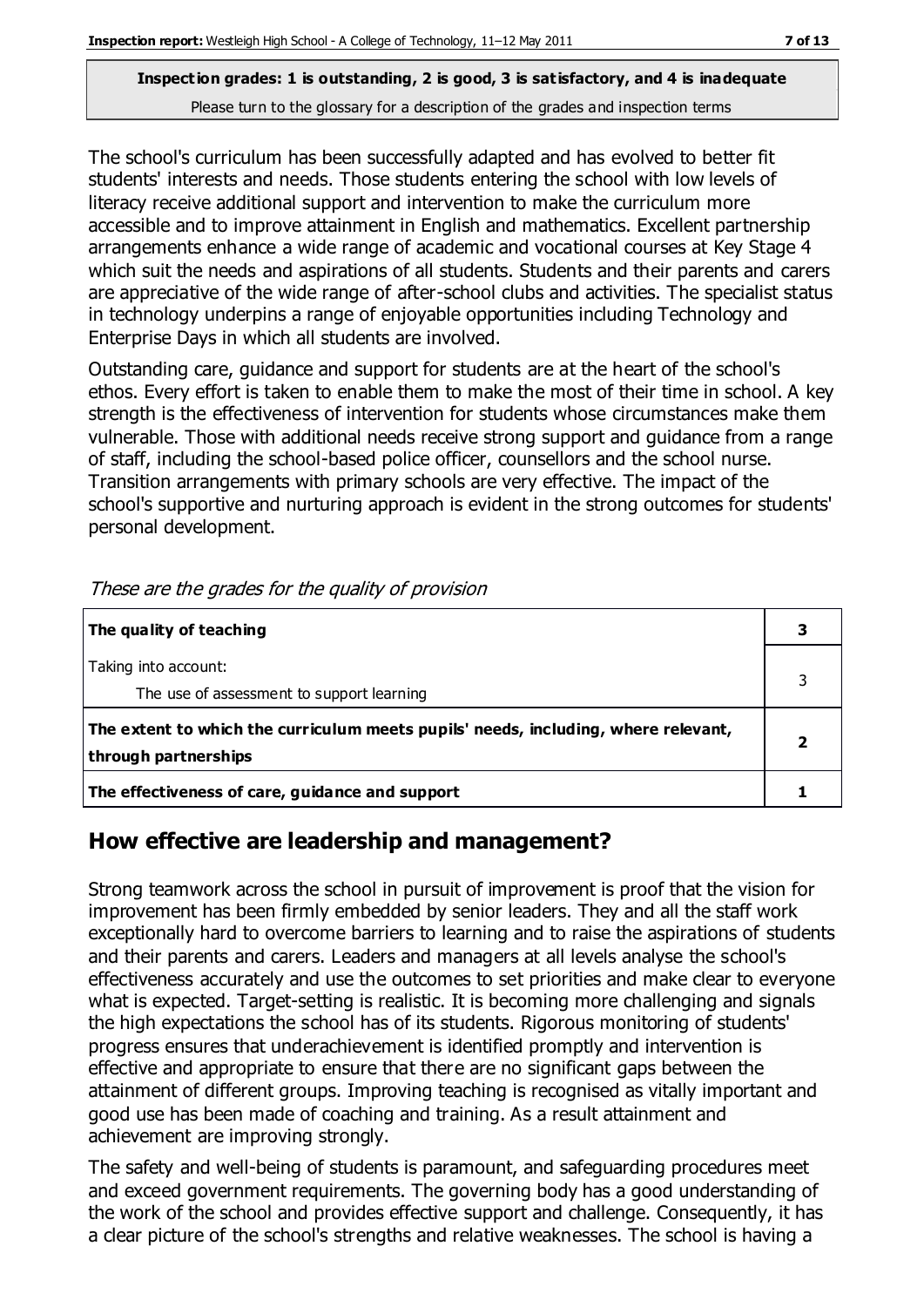**Inspection grades: 1 is outstanding, 2 is good, 3 is satisfactory, and 4 is inadequate**
Please turn to the glossary for a description of the grades and inspection terms

The school's curriculum has been successfully adapted and has evolved to better fit students' interests and needs. Those students entering the school with low levels of literacy receive additional support and intervention to make the curriculum more accessible and to improve attainment in English and mathematics. Excellent partnership arrangements enhance a wide range of academic and vocational courses at Key Stage 4 which suit the needs and aspirations of all students. Students and their parents and carers are appreciative of the wide range of after-school clubs and activities. The specialist status in technology underpins a range of enjoyable opportunities including Technology and Enterprise Days in which all students are involved.

Outstanding care, guidance and support for students are at the heart of the school's ethos. Every effort is taken to enable them to make the most of their time in school. A key strength is the effectiveness of intervention for students whose circumstances make them vulnerable. Those with additional needs receive strong support and guidance from a range of staff, including the school-based police officer, counsellors and the school nurse. Transition arrangements with primary schools are very effective. The impact of the school's supportive and nurturing approach is evident in the strong outcomes for students' personal development.

*These are the grades for the quality of provision*

| | |
|---|---|
| **The quality of teaching** | **3** |
| Taking into account:<br>The use of assessment to support learning | 3 |
| **The extent to which the curriculum meets pupils' needs, including, where relevant, through partnerships** | **2** |
| **The effectiveness of care, guidance and support** | **1** |

## How effective are leadership and management?

Strong teamwork across the school in pursuit of improvement is proof that the vision for improvement has been firmly embedded by senior leaders. They and all the staff work exceptionally hard to overcome barriers to learning and to raise the aspirations of students and their parents and carers. Leaders and managers at all levels analyse the school's effectiveness accurately and use the outcomes to set priorities and make clear to everyone what is expected. Target-setting is realistic. It is becoming more challenging and signals the high expectations the school has of its students. Rigorous monitoring of students' progress ensures that underachievement is identified promptly and intervention is effective and appropriate to ensure that there are no significant gaps between the attainment of different groups. Improving teaching is recognised as vitally important and good use has been made of coaching and training. As a result attainment and achievement are improving strongly.

The safety and well-being of students is paramount, and safeguarding procedures meet and exceed government requirements. The governing body has a good understanding of the work of the school and provides effective support and challenge. Consequently, it has a clear picture of the school's strengths and relative weaknesses. The school is having a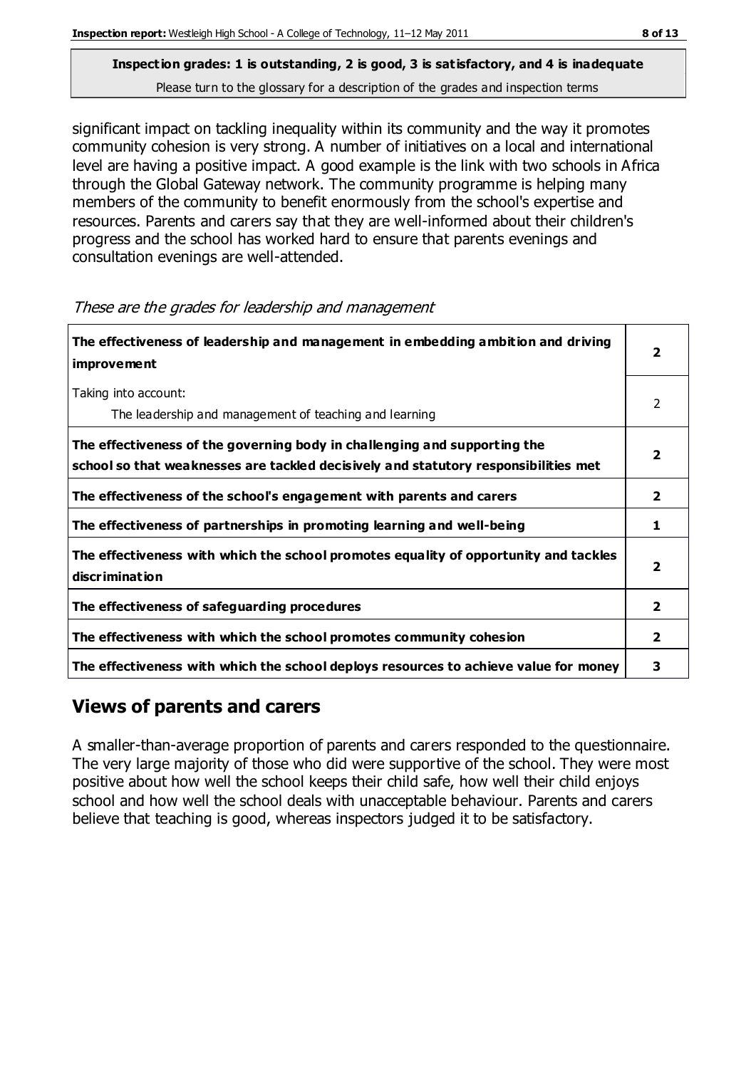**Inspection grades: 1 is outstanding, 2 is good, 3 is satisfactory, and 4 is inadequate**
Please turn to the glossary for a description of the grades and inspection terms

significant impact on tackling inequality within its community and the way it promotes community cohesion is very strong. A number of initiatives on a local and international level are having a positive impact. A good example is the link with two schools in Africa through the Global Gateway network. The community programme is helping many members of the community to benefit enormously from the school's expertise and resources. Parents and carers say that they are well-informed about their children's progress and the school has worked hard to ensure that parents evenings and consultation evenings are well-attended.

*These are the grades for leadership and management*

| | |
|---|---|
| **The effectiveness of leadership and management in embedding ambition and driving improvement** | **2** |
| Taking into account:<br>The leadership and management of teaching and learning | 2 |
| **The effectiveness of the governing body in challenging and supporting the school so that weaknesses are tackled decisively and statutory responsibilities met** | **2** |
| **The effectiveness of the school's engagement with parents and carers** | **2** |
| **The effectiveness of partnerships in promoting learning and well-being** | **1** |
| **The effectiveness with which the school promotes equality of opportunity and tackles discrimination** | **2** |
| **The effectiveness of safeguarding procedures** | **2** |
| **The effectiveness with which the school promotes community cohesion** | **2** |
| **The effectiveness with which the school deploys resources to achieve value for money** | **3** |

## Views of parents and carers

A smaller-than-average proportion of parents and carers responded to the questionnaire. The very large majority of those who did were supportive of the school. They were most positive about how well the school keeps their child safe, how well their child enjoys school and how well the school deals with unacceptable behaviour. Parents and carers believe that teaching is good, whereas inspectors judged it to be satisfactory.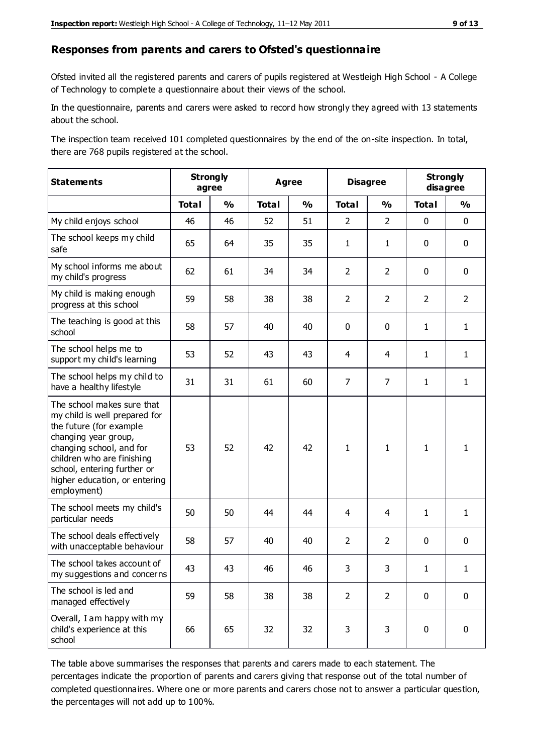## Responses from parents and carers to Ofsted's questionnaire

Ofsted invited all the registered parents and carers of pupils registered at Westleigh High School - A College of Technology to complete a questionnaire about their views of the school.

In the questionnaire, parents and carers were asked to record how strongly they agreed with 13 statements about the school.

The inspection team received 101 completed questionnaires by the end of the on-site inspection. In total, there are 768 pupils registered at the school.

| Statements | Strongly agree | | Agree | | Disagree | | Strongly disagree | |
|---|---|---|---|---|---|---|---|---|
| | Total | % | Total | % | Total | % | Total | % |
| My child enjoys school | 46 | 46 | 52 | 51 | 2 | 2 | 0 | 0 |
| The school keeps my child safe | 65 | 64 | 35 | 35 | 1 | 1 | 0 | 0 |
| My school informs me about my child's progress | 62 | 61 | 34 | 34 | 2 | 2 | 0 | 0 |
| My child is making enough progress at this school | 59 | 58 | 38 | 38 | 2 | 2 | 2 | 2 |
| The teaching is good at this school | 58 | 57 | 40 | 40 | 0 | 0 | 1 | 1 |
| The school helps me to support my child's learning | 53 | 52 | 43 | 43 | 4 | 4 | 1 | 1 |
| The school helps my child to have a healthy lifestyle | 31 | 31 | 61 | 60 | 7 | 7 | 1 | 1 |
| The school makes sure that my child is well prepared for the future (for example changing year group, changing school, and for children who are finishing school, entering further or higher education, or entering employment) | 53 | 52 | 42 | 42 | 1 | 1 | 1 | 1 |
| The school meets my child's particular needs | 50 | 50 | 44 | 44 | 4 | 4 | 1 | 1 |
| The school deals effectively with unacceptable behaviour | 58 | 57 | 40 | 40 | 2 | 2 | 0 | 0 |
| The school takes account of my suggestions and concerns | 43 | 43 | 46 | 46 | 3 | 3 | 1 | 1 |
| The school is led and managed effectively | 59 | 58 | 38 | 38 | 2 | 2 | 0 | 0 |
| Overall, I am happy with my child's experience at this school | 66 | 65 | 32 | 32 | 3 | 3 | 0 | 0 |

The table above summarises the responses that parents and carers made to each statement. The percentages indicate the proportion of parents and carers giving that response out of the total number of completed questionnaires. Where one or more parents and carers chose not to answer a particular question, the percentages will not add up to 100%.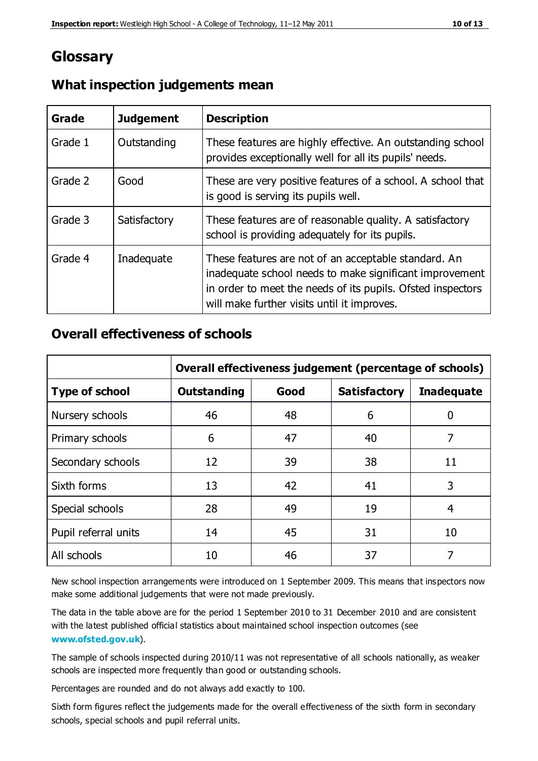# Glossary

## What inspection judgements mean

| Grade | Judgement | Description |
| --- | --- | --- |
| Grade 1 | Outstanding | These features are highly effective. An outstanding school provides exceptionally well for all its pupils' needs. |
| Grade 2 | Good | These are very positive features of a school. A school that is good is serving its pupils well. |
| Grade 3 | Satisfactory | These features are of reasonable quality. A satisfactory school is providing adequately for its pupils. |
| Grade 4 | Inadequate | These features are not of an acceptable standard. An inadequate school needs to make significant improvement in order to meet the needs of its pupils. Ofsted inspectors will make further visits until it improves. |

## Overall effectiveness of schools

| | **Overall effectiveness judgement (percentage of schools)** | | | |
| --- | --- | --- | --- | --- |
| **Type of school** | **Outstanding** | **Good** | **Satisfactory** | **Inadequate** |
| Nursery schools | 46 | 48 | 6 | 0 |
| Primary schools | 6 | 47 | 40 | 7 |
| Secondary schools | 12 | 39 | 38 | 11 |
| Sixth forms | 13 | 42 | 41 | 3 |
| Special schools | 28 | 49 | 19 | 4 |
| Pupil referral units | 14 | 45 | 31 | 10 |
| All schools | 10 | 46 | 37 | 7 |

New school inspection arrangements were introduced on 1 September 2009. This means that inspectors now make some additional judgements that were not made previously.

The data in the table above are for the period 1 September 2010 to 31 December 2010 and are consistent with the latest published official statistics about maintained school inspection outcomes (see **www.ofsted.gov.uk**).

The sample of schools inspected during 2010/11 was not representative of all schools nationally, as weaker schools are inspected more frequently than good or outstanding schools.

Percentages are rounded and do not always add exactly to 100.

Sixth form figures reflect the judgements made for the overall effectiveness of the sixth form in secondary schools, special schools and pupil referral units.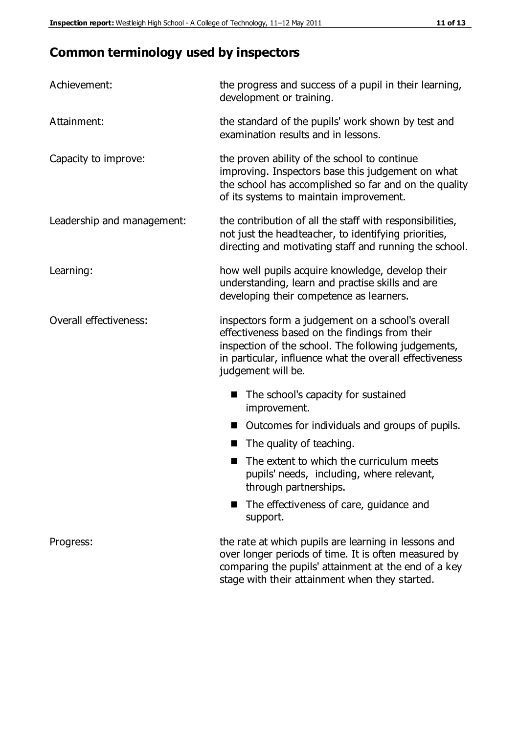## Common terminology used by inspectors

| | |
|---|---|
| Achievement: | the progress and success of a pupil in their learning, development or training. |
| Attainment: | the standard of the pupils' work shown by test and examination results and in lessons. |
| Capacity to improve: | the proven ability of the school to continue improving. Inspectors base this judgement on what the school has accomplished so far and on the quality of its systems to maintain improvement. |
| Leadership and management: | the contribution of all the staff with responsibilities, not just the headteacher, to identifying priorities, directing and motivating staff and running the school. |
| Learning: | how well pupils acquire knowledge, develop their understanding, learn and practise skills and are developing their competence as learners. |
| Overall effectiveness: | inspectors form a judgement on a school's overall effectiveness based on the findings from their inspection of the school. The following judgements, in particular, influence what the overall effectiveness judgement will be. <br>■ The school's capacity for sustained improvement.<br>■ Outcomes for individuals and groups of pupils.<br>■ The quality of teaching.<br>■ The extent to which the curriculum meets pupils' needs, including, where relevant, through partnerships.<br>■ The effectiveness of care, guidance and support. |
| Progress: | the rate at which pupils are learning in lessons and over longer periods of time. It is often measured by comparing the pupils' attainment at the end of a key stage with their attainment when they started. |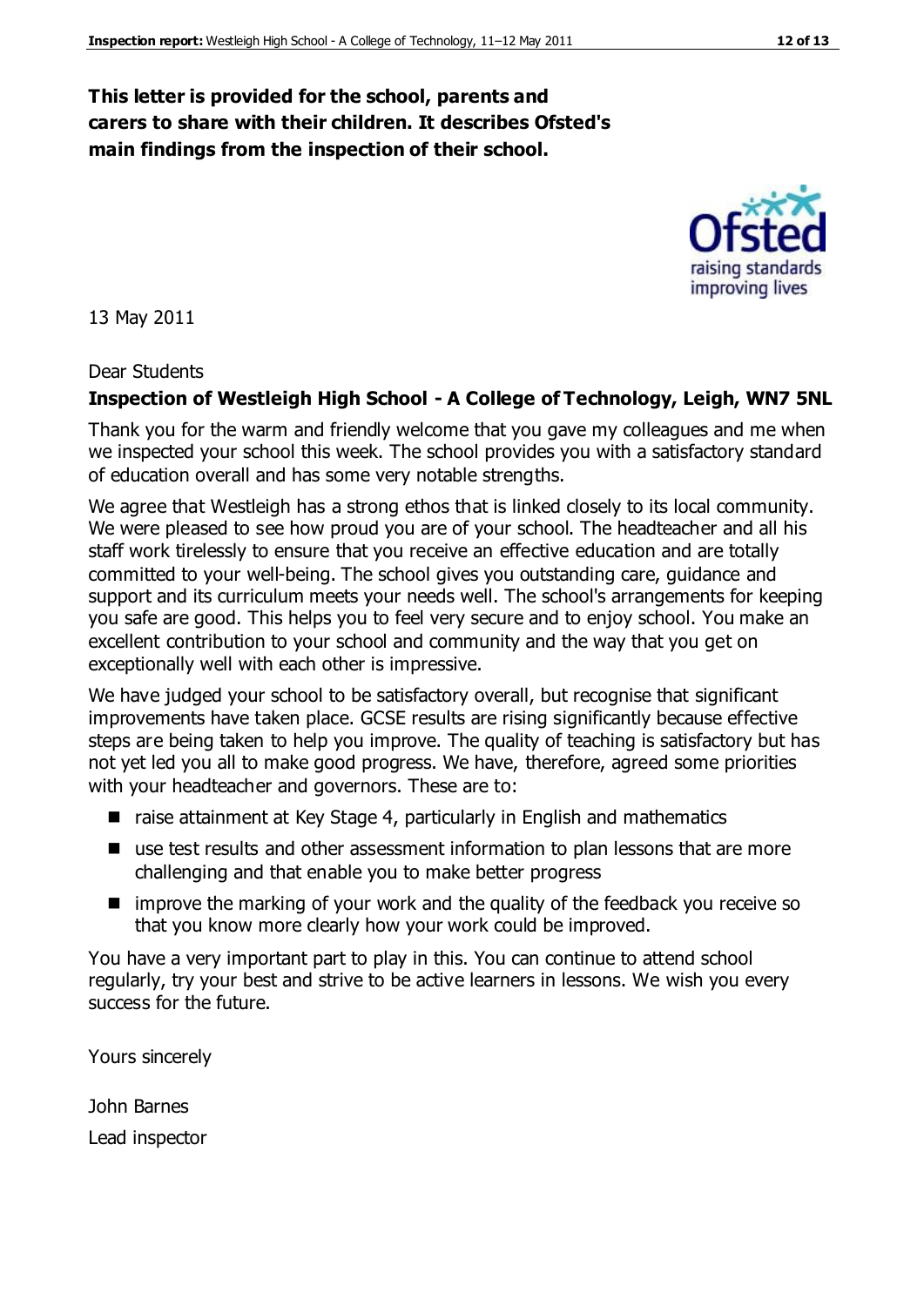**This letter is provided for the school, parents and carers to share with their children. It describes Ofsted's main findings from the inspection of their school.**

13 May 2011

Dear Students

**Inspection of Westleigh High School - A College of Technology, Leigh, WN7 5NL**

Thank you for the warm and friendly welcome that you gave my colleagues and me when we inspected your school this week. The school provides you with a satisfactory standard of education overall and has some very notable strengths.

We agree that Westleigh has a strong ethos that is linked closely to its local community. We were pleased to see how proud you are of your school. The headteacher and all his staff work tirelessly to ensure that you receive an effective education and are totally committed to your well-being. The school gives you outstanding care, guidance and support and its curriculum meets your needs well. The school's arrangements for keeping you safe are good. This helps you to feel very secure and to enjoy school. You make an excellent contribution to your school and community and the way that you get on exceptionally well with each other is impressive.

We have judged your school to be satisfactory overall, but recognise that significant improvements have taken place. GCSE results are rising significantly because effective steps are being taken to help you improve. The quality of teaching is satisfactory but has not yet led you all to make good progress. We have, therefore, agreed some priorities with your headteacher and governors. These are to:

- raise attainment at Key Stage 4, particularly in English and mathematics
- use test results and other assessment information to plan lessons that are more challenging and that enable you to make better progress
- improve the marking of your work and the quality of the feedback you receive so that you know more clearly how your work could be improved.

You have a very important part to play in this. You can continue to attend school regularly, try your best and strive to be active learners in lessons. We wish you every success for the future.

Yours sincerely

John Barnes

Lead inspector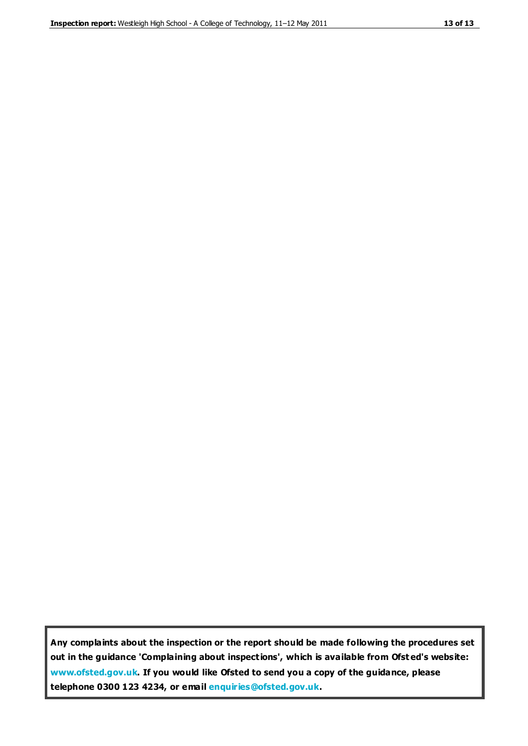**Any complaints about the inspection or the report should be made following the procedures set out in the guidance 'Complaining about inspections', which is available from Ofsted's website: www.ofsted.gov.uk. If you would like Ofsted to send you a copy of the guidance, please telephone 0300 123 4234, or email enquiries@ofsted.gov.uk.**